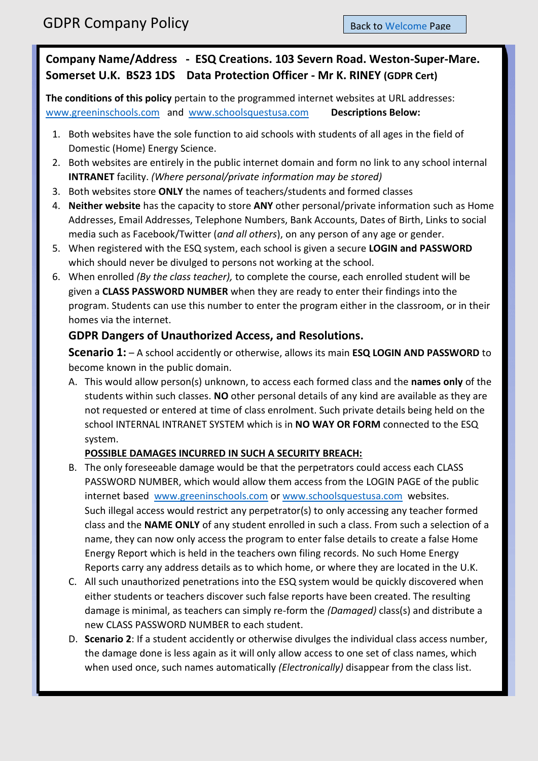# GDPR Company Policy

Back to Welcome Page

**Company Name/Address - ESQ Creations. 103 Severn Road. Weston-Super-Mare. Somerset U.K. BS23 1DS Data Protection Officer - Mr K. RINEY (GDPR Cert)**

**The conditions of this policy** pertain to the programmed internet websites at URL addresses: www.greeninschools.com and www.schoolsquestusa.com **Descriptions Below:**

1. Both websites have the sole function to aid schools with students of all ages in the field of Domestic (Home) Energy Science.
2. Both websites are entirely in the public internet domain and form no link to any school internal **INTRANET** facility. *(Where personal/private information may be stored)*
3. Both websites store **ONLY** the names of teachers/students and formed classes
4. **Neither website** has the capacity to store **ANY** other personal/private information such as Home Addresses, Email Addresses, Telephone Numbers, Bank Accounts, Dates of Birth, Links to social media such as Facebook/Twitter (*and all others*), on any person of any age or gender.
5. When registered with the ESQ system, each school is given a secure **LOGIN and PASSWORD** which should never be divulged to persons not working at the school.
6. When enrolled *(By the class teacher),* to complete the course, each enrolled student will be given a **CLASS PASSWORD NUMBER** when they are ready to enter their findings into the program. Students can use this number to enter the program either in the classroom, or in their homes via the internet.

## GDPR Dangers of Unauthorized Access, and Resolutions.

**Scenario 1:** – A school accidently or otherwise, allows its main **ESQ LOGIN AND PASSWORD** to become known in the public domain.

A. This would allow person(s) unknown, to access each formed class and the **names only** of the students within such classes. **NO** other personal details of any kind are available as they are not requested or entered at time of class enrolment. Such private details being held on the school INTERNAL INTRANET SYSTEM which is in **NO WAY OR FORM** connected to the ESQ system.

   **POSSIBLE DAMAGES INCURRED IN SUCH A SECURITY BREACH:**

B. The only foreseeable damage would be that the perpetrators could access each CLASS PASSWORD NUMBER, which would allow them access from the LOGIN PAGE of the public internet based www.greeninschools.com or www.schoolsquestusa.com websites. Such illegal access would restrict any perpetrator(s) to only accessing any teacher formed class and the **NAME ONLY** of any student enrolled in such a class. From such a selection of a name, they can now only access the program to enter false details to create a false Home Energy Report which is held in the teachers own filing records. No such Home Energy Reports carry any address details as to which home, or where they are located in the U.K.
C. All such unauthorized penetrations into the ESQ system would be quickly discovered when either students or teachers discover such false reports have been created. The resulting damage is minimal, as teachers can simply re-form the *(Damaged)* class(s) and distribute a new CLASS PASSWORD NUMBER to each student.
D. **Scenario 2**: If a student accidently or otherwise divulges the individual class access number, the damage done is less again as it will only allow access to one set of class names, which when used once, such names automatically *(Electronically)* disappear from the class list.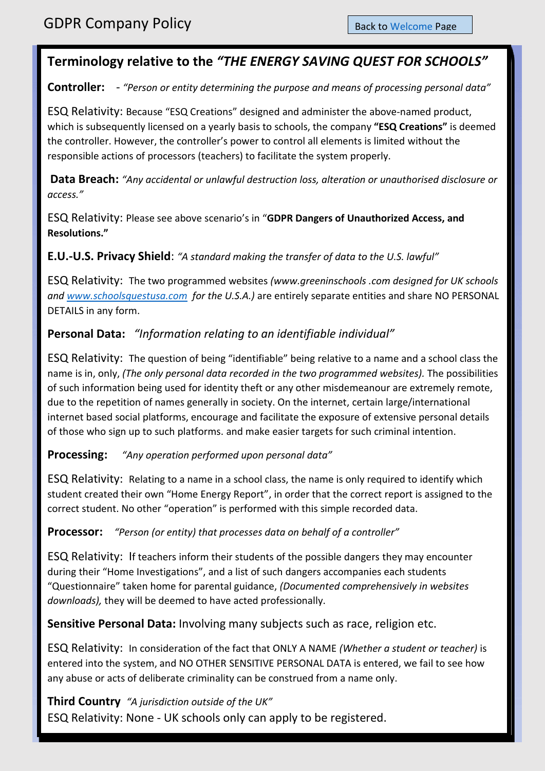# GDPR Company Policy

Back to Welcome Page

## Terminology relative to the *"THE ENERGY SAVING QUEST FOR SCHOOLS"*

**Controller:** - *"Person or entity determining the purpose and means of processing personal data"*

ESQ Relativity: Because "ESQ Creations" designed and administer the above-named product, which is subsequently licensed on a yearly basis to schools, the company **"ESQ Creations"** is deemed the controller. However, the controller's power to control all elements is limited without the responsible actions of processors (teachers) to facilitate the system properly.

**Data Breach:** *"Any accidental or unlawful destruction loss, alteration or unauthorised disclosure or access."*

ESQ Relativity: Please see above scenario's in "**GDPR Dangers of Unauthorized Access, and Resolutions."**

**E.U.-U.S. Privacy Shield**: *"A standard making the transfer of data to the U.S. lawful"*

ESQ Relativity: The two programmed websites *(www.greeninschools .com designed for UK schools and www.schoolsquestusa.com for the U.S.A.)* are entirely separate entities and share NO PERSONAL DETAILS in any form.

**Personal Data:** *"Information relating to an identifiable individual"*

ESQ Relativity: The question of being "identifiable" being relative to a name and a school class the name is in, only, *(The only personal data recorded in the two programmed websites).* The possibilities of such information being used for identity theft or any other misdemeanour are extremely remote, due to the repetition of names generally in society. On the internet, certain large/international internet based social platforms, encourage and facilitate the exposure of extensive personal details of those who sign up to such platforms. and make easier targets for such criminal intention.

**Processing:** *"Any operation performed upon personal data"*

ESQ Relativity: Relating to a name in a school class, the name is only required to identify which student created their own "Home Energy Report", in order that the correct report is assigned to the correct student. No other "operation" is performed with this simple recorded data.

**Processor:** *"Person (or entity) that processes data on behalf of a controller"*

ESQ Relativity: If teachers inform their students of the possible dangers they may encounter during their "Home Investigations", and a list of such dangers accompanies each students "Questionnaire" taken home for parental guidance, *(Documented comprehensively in websites downloads),* they will be deemed to have acted professionally.

**Sensitive Personal Data:** Involving many subjects such as race, religion etc.

ESQ Relativity: In consideration of the fact that ONLY A NAME *(Whether a student or teacher)* is entered into the system, and NO OTHER SENSITIVE PERSONAL DATA is entered, we fail to see how any abuse or acts of deliberate criminality can be construed from a name only.

**Third Country** *"A jurisdiction outside of the UK"*

ESQ Relativity: None - UK schools only can apply to be registered.